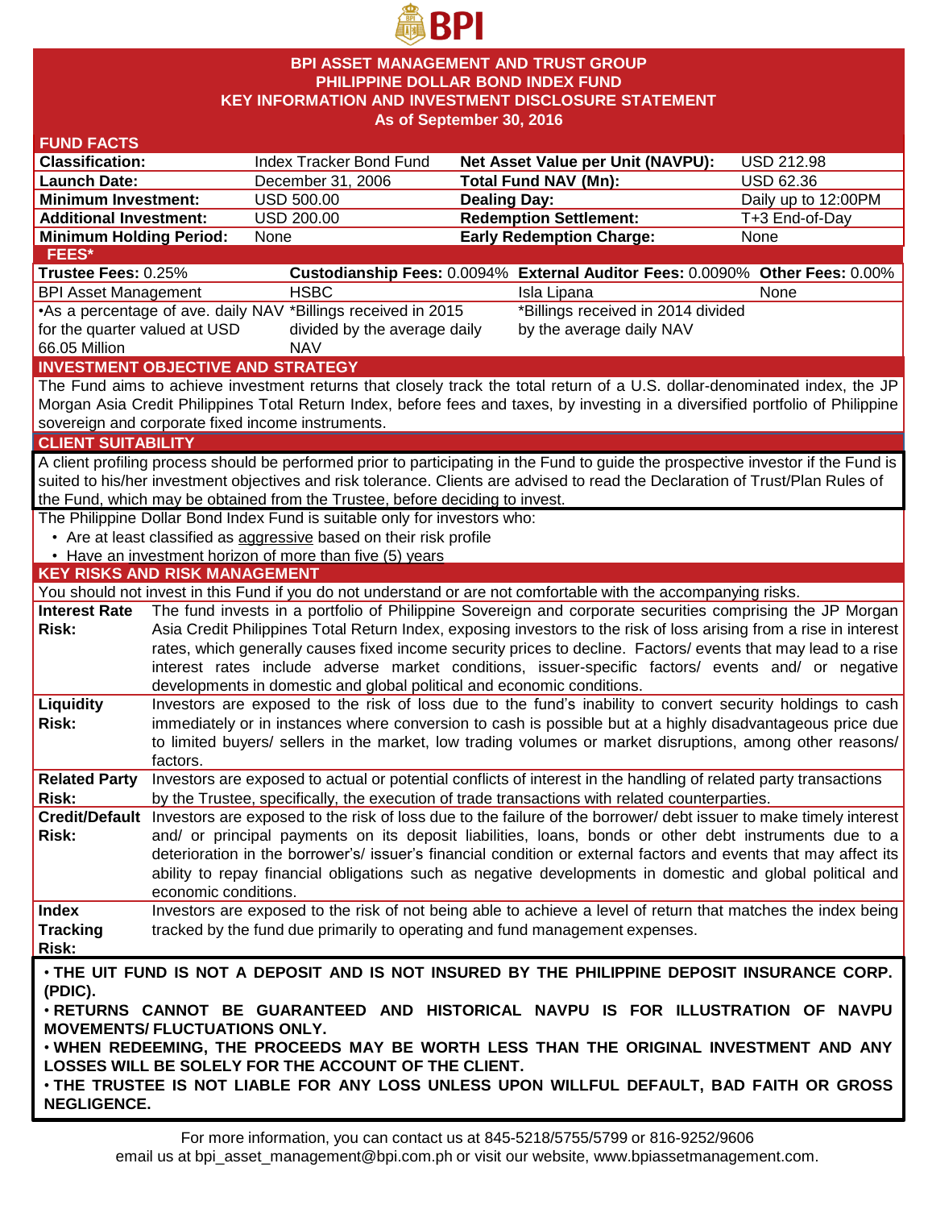# BPI ASSET MANAGEMENT AND TRUST GROUP
# PHILIPPINE DOLLAR BOND INDEX FUND
## KEY INFORMATION AND INVESTMENT DISCLOSURE STATEMENT
### As of September 30, 2016

## FUND FACTS

| | | | |
|---|---|---|---|
| **Classification:** | Index Tracker Bond Fund | **Net Asset Value per Unit (NAVPU):** | USD 212.98 |
| **Launch Date:** | December 31, 2006 | **Total Fund NAV (Mn):** | USD 62.36 |
| **Minimum Investment:** | USD 500.00 | **Dealing Day:** | Daily up to 12:00PM |
| **Additional Investment:** | USD 200.00 | **Redemption Settlement:** | T+3 End-of-Day |
| **Minimum Holding Period:** | None | **Early Redemption Charge:** | None |

## FEES*

| **Trustee Fees:** 0.25% | **Custodianship Fees:** 0.0094% | **External Auditor Fees:** 0.0090% | **Other Fees:** 0.00% |
|---|---|---|---|
| BPI Asset Management | HSBC | Isla Lipana | None |
| •As a percentage of ave. daily NAV for the quarter valued at USD 66.05 Million | *Billings received in 2015 divided by the average daily NAV | *Billings received in 2014 divided by the average daily NAV | |

## INVESTMENT OBJECTIVE AND STRATEGY

The Fund aims to achieve investment returns that closely track the total return of a U.S. dollar-denominated index, the JP Morgan Asia Credit Philippines Total Return Index, before fees and taxes, by investing in a diversified portfolio of Philippine sovereign and corporate fixed income instruments.

## CLIENT SUITABILITY

A client profiling process should be performed prior to participating in the Fund to guide the prospective investor if the Fund is suited to his/her investment objectives and risk tolerance. Clients are advised to read the Declaration of Trust/Plan Rules of the Fund, which may be obtained from the Trustee, before deciding to invest.

The Philippine Dollar Bond Index Fund is suitable only for investors who:

- Are at least classified as aggressive based on their risk profile
- Have an investment horizon of more than five (5) years

## KEY RISKS AND RISK MANAGEMENT

You should not invest in this Fund if you do not understand or are not comfortable with the accompanying risks.

| | |
|---|---|
| **Interest Rate Risk:** | The fund invests in a portfolio of Philippine Sovereign and corporate securities comprising the JP Morgan Asia Credit Philippines Total Return Index, exposing investors to the risk of loss arising from a rise in interest rates, which generally causes fixed income security prices to decline. Factors/ events that may lead to a rise interest rates include adverse market conditions, issuer-specific factors/ events and/ or negative developments in domestic and global political and economic conditions. |
| **Liquidity Risk:** | Investors are exposed to the risk of loss due to the fund's inability to convert security holdings to cash immediately or in instances where conversion to cash is possible but at a highly disadvantageous price due to limited buyers/ sellers in the market, low trading volumes or market disruptions, among other reasons/ factors. |
| **Related Party Risk:** | Investors are exposed to actual or potential conflicts of interest in the handling of related party transactions by the Trustee, specifically, the execution of trade transactions with related counterparties. |
| **Credit/Default Risk:** | Investors are exposed to the risk of loss due to the failure of the borrower/ debt issuer to make timely interest and/ or principal payments on its deposit liabilities, loans, bonds or other debt instruments due to a deterioration in the borrower's/ issuer's financial condition or external factors and events that may affect its ability to repay financial obligations such as negative developments in domestic and global political and economic conditions. |
| **Index Tracking Risk:** | Investors are exposed to the risk of not being able to achieve a level of return that matches the index being tracked by the fund due primarily to operating and fund management expenses. |

**• THE UIT FUND IS NOT A DEPOSIT AND IS NOT INSURED BY THE PHILIPPINE DEPOSIT INSURANCE CORP. (PDIC).**

**• RETURNS CANNOT BE GUARANTEED AND HISTORICAL NAVPU IS FOR ILLUSTRATION OF NAVPU MOVEMENTS/ FLUCTUATIONS ONLY.**

**• WHEN REDEEMING, THE PROCEEDS MAY BE WORTH LESS THAN THE ORIGINAL INVESTMENT AND ANY LOSSES WILL BE SOLELY FOR THE ACCOUNT OF THE CLIENT.**

**• THE TRUSTEE IS NOT LIABLE FOR ANY LOSS UNLESS UPON WILLFUL DEFAULT, BAD FAITH OR GROSS NEGLIGENCE.**

For more information, you can contact us at 845-5218/5755/5799 or 816-9252/9606 email us at bpi_asset_management@bpi.com.ph or visit our website, www.bpiassetmanagement.com.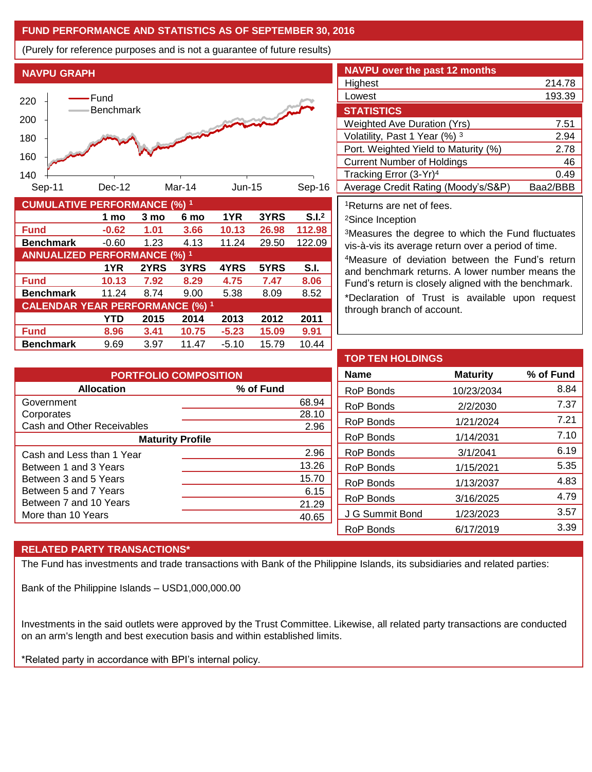## FUND PERFORMANCE AND STATISTICS AS OF SEPTEMBER 30, 2016

(Purely for reference purposes and is not a guarantee of future results)

### NAVPU GRAPH

Fund
Benchmark

220
200
180
160
140

Sep-11 | Dec-12 | Mar-14 | Jun-15 | Sep-16

### NAVPU over the past 12 months

| | |
|---|---|
| Highest | 214.78 |
| Lowest | 193.39 |

### STATISTICS

| | |
|---|---|
| Weighted Ave Duration (Yrs) | 7.51 |
| Volatility, Past 1 Year (%) [3] | 2.94 |
| Port. Weighted Yield to Maturity (%) | 2.78 |
| Current Number of Holdings | 46 |
| Tracking Error (3-Yr)[4] | 0.49 |
| Average Credit Rating (Moody's/S&P) | Baa2/BBB |

### CUMULATIVE PERFORMANCE (%) [1]

| | 1 mo | 3 mo | 6 mo | 1YR | 3YRS | S.I.[2] |
|---|---|---|---|---|---|---|
| **Fund** | **-0.62** | **1.01** | **3.66** | **10.13** | **26.98** | **112.98** |
| **Benchmark** | -0.60 | 1.23 | 4.13 | 11.24 | 29.50 | 122.09 |

### ANNUALIZED PERFORMANCE (%) [1]

| | 1YR | 2YRS | 3YRS | 4YRS | 5YRS | S.I. |
|---|---|---|---|---|---|---|
| **Fund** | **10.13** | **7.92** | **8.29** | **4.75** | **7.47** | **8.06** |
| **Benchmark** | 11.24 | 8.74 | 9.00 | 5.38 | 8.09 | 8.52 |

### CALENDAR YEAR PERFORMANCE (%) [1]

| | YTD | 2015 | 2014 | 2013 | 2012 | 2011 |
|---|---|---|---|---|---|---|
| **Fund** | **8.96** | **3.41** | **10.75** | **-5.23** | **15.09** | **9.91** |
| **Benchmark** | 9.69 | 3.97 | 11.47 | -5.10 | 15.79 | 10.44 |

[1]Returns are net of fees.

[2]Since Inception

[3]Measures the degree to which the Fund fluctuates vis-à-vis its average return over a period of time.

[4]Measure of deviation between the Fund's return and benchmark returns. A lower number means the Fund's return is closely aligned with the benchmark.

*Declaration of Trust is available upon request through branch of account.

### PORTFOLIO COMPOSITION

| Allocation | % of Fund |
|---|---|
| Government | 68.94 |
| Corporates | 28.10 |
| Cash and Other Receivables | 2.96 |
| **Maturity Profile** | |
| Cash and Less than 1 Year | 2.96 |
| Between 1 and 3 Years | 13.26 |
| Between 3 and 5 Years | 15.70 |
| Between 5 and 7 Years | 6.15 |
| Between 7 and 10 Years | 21.29 |
| More than 10 Years | 40.65 |

### TOP TEN HOLDINGS

| Name | Maturity | % of Fund |
|---|---|---|
| RoP Bonds | 10/23/2034 | 8.84 |
| RoP Bonds | 2/2/2030 | 7.37 |
| RoP Bonds | 1/21/2024 | 7.21 |
| RoP Bonds | 1/14/2031 | 7.10 |
| RoP Bonds | 3/1/2041 | 6.19 |
| RoP Bonds | 1/15/2021 | 5.35 |
| RoP Bonds | 1/13/2037 | 4.83 |
| RoP Bonds | 3/16/2025 | 4.79 |
| J G Summit Bond | 1/23/2023 | 3.57 |
| RoP Bonds | 6/17/2019 | 3.39 |

### RELATED PARTY TRANSACTIONS*

The Fund has investments and trade transactions with Bank of the Philippine Islands, its subsidiaries and related parties:

Bank of the Philippine Islands – USD1,000,000.00

Investments in the said outlets were approved by the Trust Committee. Likewise, all related party transactions are conducted on an arm's length and best execution basis and within established limits.

*Related party in accordance with BPI's internal policy.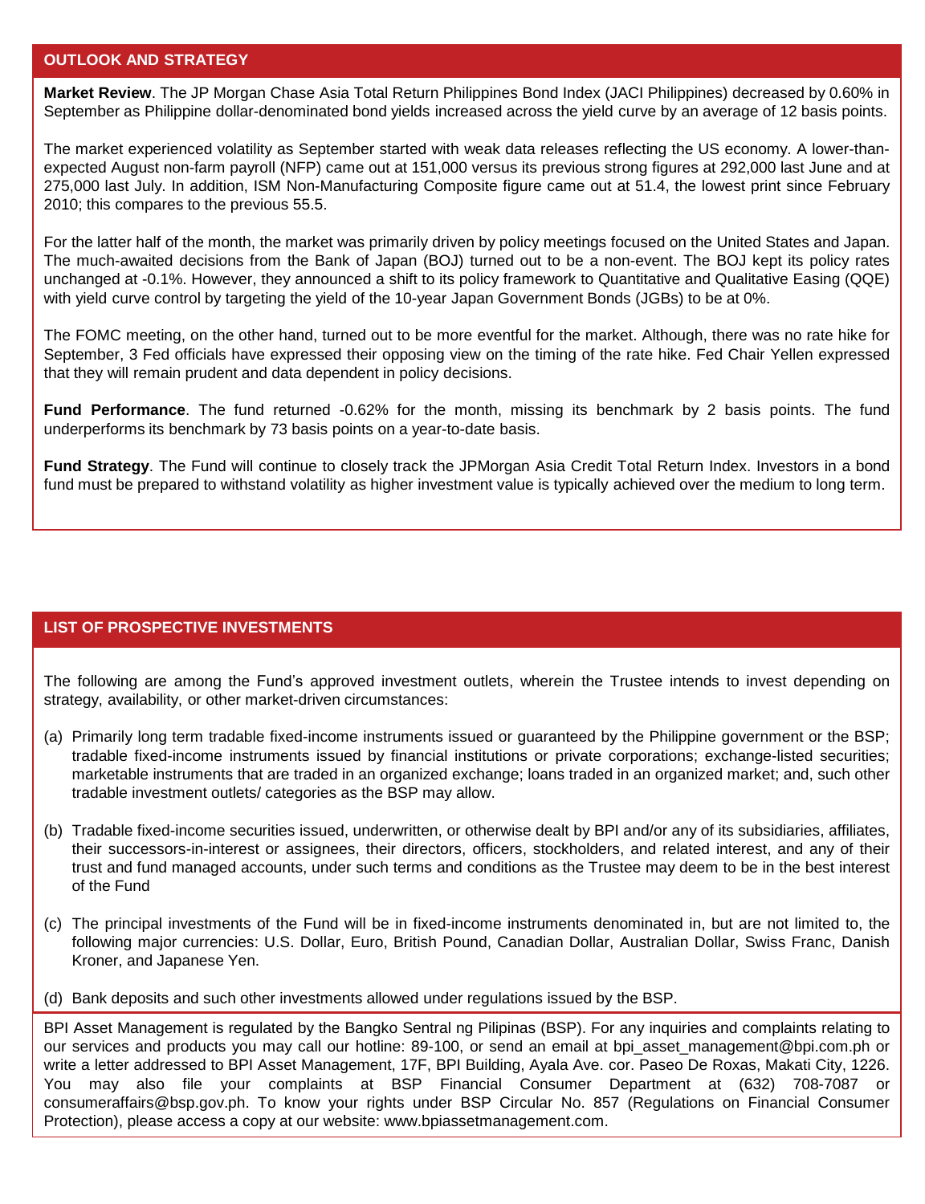## OUTLOOK AND STRATEGY

**Market Review**. The JP Morgan Chase Asia Total Return Philippines Bond Index (JACI Philippines) decreased by 0.60% in September as Philippine dollar-denominated bond yields increased across the yield curve by an average of 12 basis points.

The market experienced volatility as September started with weak data releases reflecting the US economy. A lower-than-expected August non-farm payroll (NFP) came out at 151,000 versus its previous strong figures at 292,000 last June and at 275,000 last July. In addition, ISM Non-Manufacturing Composite figure came out at 51.4, the lowest print since February 2010; this compares to the previous 55.5.

For the latter half of the month, the market was primarily driven by policy meetings focused on the United States and Japan. The much-awaited decisions from the Bank of Japan (BOJ) turned out to be a non-event. The BOJ kept its policy rates unchanged at -0.1%. However, they announced a shift to its policy framework to Quantitative and Qualitative Easing (QQE) with yield curve control by targeting the yield of the 10-year Japan Government Bonds (JGBs) to be at 0%.

The FOMC meeting, on the other hand, turned out to be more eventful for the market. Although, there was no rate hike for September, 3 Fed officials have expressed their opposing view on the timing of the rate hike. Fed Chair Yellen expressed that they will remain prudent and data dependent in policy decisions.

**Fund Performance**. The fund returned -0.62% for the month, missing its benchmark by 2 basis points. The fund underperforms its benchmark by 73 basis points on a year-to-date basis.

**Fund Strategy**. The Fund will continue to closely track the JPMorgan Asia Credit Total Return Index. Investors in a bond fund must be prepared to withstand volatility as higher investment value is typically achieved over the medium to long term.

## LIST OF PROSPECTIVE INVESTMENTS

The following are among the Fund's approved investment outlets, wherein the Trustee intends to invest depending on strategy, availability, or other market-driven circumstances:

(a) Primarily long term tradable fixed-income instruments issued or guaranteed by the Philippine government or the BSP; tradable fixed-income instruments issued by financial institutions or private corporations; exchange-listed securities; marketable instruments that are traded in an organized exchange; loans traded in an organized market; and, such other tradable investment outlets/ categories as the BSP may allow.

(b) Tradable fixed-income securities issued, underwritten, or otherwise dealt by BPI and/or any of its subsidiaries, affiliates, their successors-in-interest or assignees, their directors, officers, stockholders, and related interest, and any of their trust and fund managed accounts, under such terms and conditions as the Trustee may deem to be in the best interest of the Fund

(c) The principal investments of the Fund will be in fixed-income instruments denominated in, but are not limited to, the following major currencies: U.S. Dollar, Euro, British Pound, Canadian Dollar, Australian Dollar, Swiss Franc, Danish Kroner, and Japanese Yen.

(d) Bank deposits and such other investments allowed under regulations issued by the BSP.

BPI Asset Management is regulated by the Bangko Sentral ng Pilipinas (BSP). For any inquiries and complaints relating to our services and products you may call our hotline: 89-100, or send an email at bpi_asset_management@bpi.com.ph or write a letter addressed to BPI Asset Management, 17F, BPI Building, Ayala Ave. cor. Paseo De Roxas, Makati City, 1226. You may also file your complaints at BSP Financial Consumer Department at (632) 708-7087 or consumeraffairs@bsp.gov.ph. To know your rights under BSP Circular No. 857 (Regulations on Financial Consumer Protection), please access a copy at our website: www.bpiassetmanagement.com.